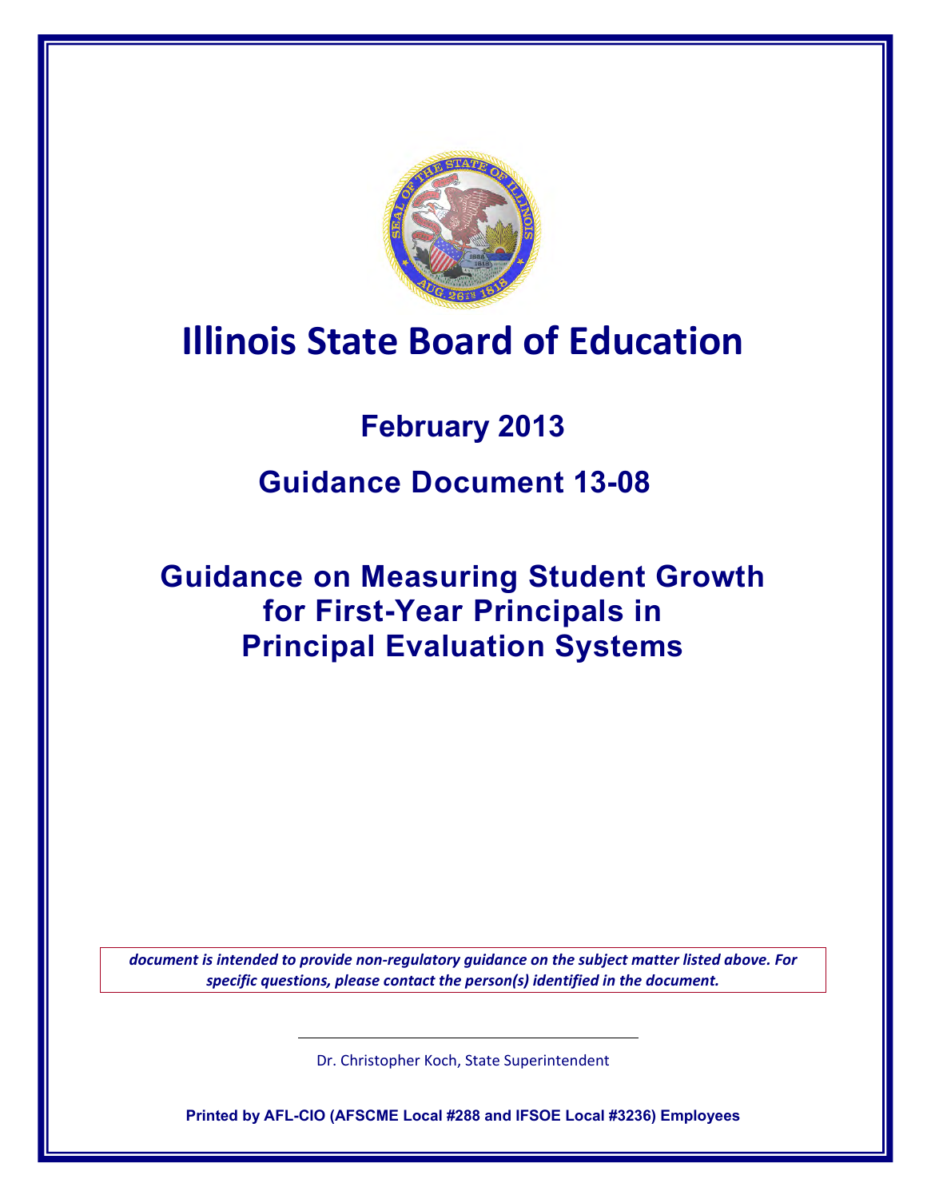# Illinois State Board of Education

## February 2013

## Guidance Document 13-08

## Guidance on Measuring Student Growth for First-Year Principals in Principal Evaluation Systems

*document is intended to provide non-regulatory guidance on the subject matter listed above. For specific questions, please contact the person(s) identified in the document.*

Dr. Christopher Koch, State Superintendent

**Printed by AFL-CIO (AFSCME Local #288 and IFSOE Local #3236) Employees**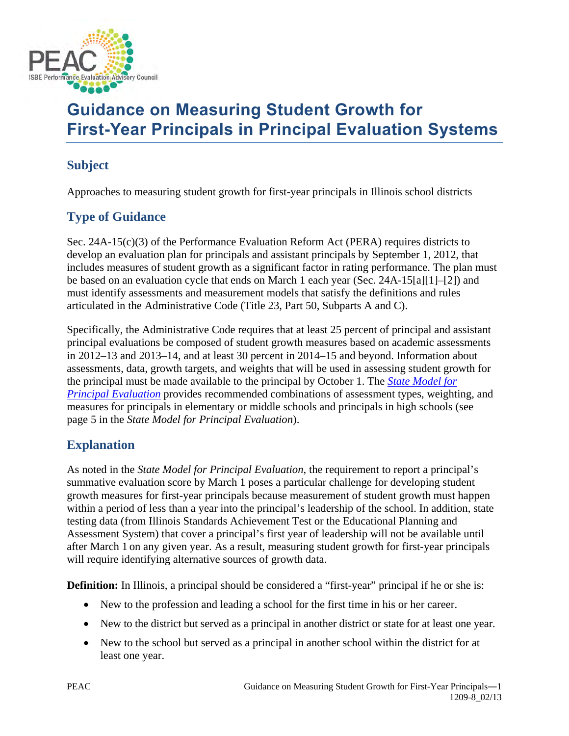# Guidance on Measuring Student Growth for First-Year Principals in Principal Evaluation Systems

## Subject

Approaches to measuring student growth for first-year principals in Illinois school districts

## Type of Guidance

Sec. 24A-15(c)(3) of the Performance Evaluation Reform Act (PERA) requires districts to develop an evaluation plan for principals and assistant principals by September 1, 2012, that includes measures of student growth as a significant factor in rating performance. The plan must be based on an evaluation cycle that ends on March 1 each year (Sec. 24A-15[a][1]–[2]) and must identify assessments and measurement models that satisfy the definitions and rules articulated in the Administrative Code (Title 23, Part 50, Subparts A and C).

Specifically, the Administrative Code requires that at least 25 percent of principal and assistant principal evaluations be composed of student growth measures based on academic assessments in 2012–13 and 2013–14, and at least 30 percent in 2014–15 and beyond. Information about assessments, data, growth targets, and weights that will be used in assessing student growth for the principal must be made available to the principal by October 1. The *State Model for Principal Evaluation* provides recommended combinations of assessment types, weighting, and measures for principals in elementary or middle schools and principals in high schools (see page 5 in the *State Model for Principal Evaluation*).

## Explanation

As noted in the *State Model for Principal Evaluation*, the requirement to report a principal's summative evaluation score by March 1 poses a particular challenge for developing student growth measures for first-year principals because measurement of student growth must happen within a period of less than a year into the principal's leadership of the school. In addition, state testing data (from Illinois Standards Achievement Test or the Educational Planning and Assessment System) that cover a principal's first year of leadership will not be available until after March 1 on any given year. As a result, measuring student growth for first-year principals will require identifying alternative sources of growth data.

**Definition:** In Illinois, a principal should be considered a "first-year" principal if he or she is:

- New to the profession and leading a school for the first time in his or her career.
- New to the district but served as a principal in another district or state for at least one year.
- New to the school but served as a principal in another school within the district for at least one year.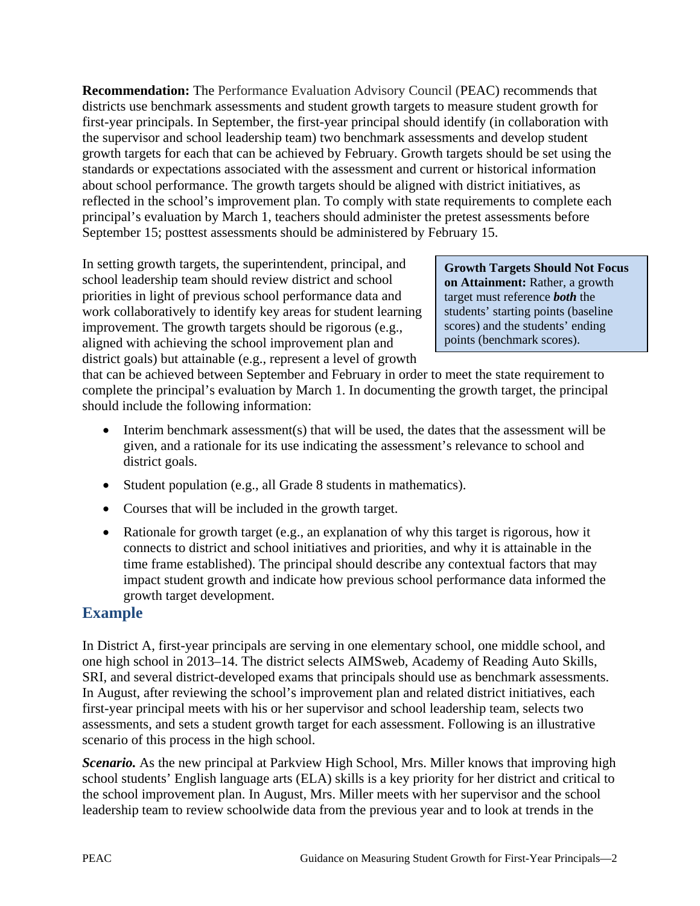**Recommendation:** The Performance Evaluation Advisory Council (PEAC) recommends that districts use benchmark assessments and student growth targets to measure student growth for first-year principals. In September, the first-year principal should identify (in collaboration with the supervisor and school leadership team) two benchmark assessments and develop student growth targets for each that can be achieved by February. Growth targets should be set using the standards or expectations associated with the assessment and current or historical information about school performance. The growth targets should be aligned with district initiatives, as reflected in the school's improvement plan. To comply with state requirements to complete each principal's evaluation by March 1, teachers should administer the pretest assessments before September 15; posttest assessments should be administered by February 15.

> **Growth Targets Should Not Focus on Attainment:** Rather, a growth target must reference ***both*** the students' starting points (baseline scores) and the students' ending points (benchmark scores).

In setting growth targets, the superintendent, principal, and school leadership team should review district and school priorities in light of previous school performance data and work collaboratively to identify key areas for student learning improvement. The growth targets should be rigorous (e.g., aligned with achieving the school improvement plan and district goals) but attainable (e.g., represent a level of growth that can be achieved between September and February in order to meet the state requirement to complete the principal's evaluation by March 1. In documenting the growth target, the principal should include the following information:

- Interim benchmark assessment(s) that will be used, the dates that the assessment will be given, and a rationale for its use indicating the assessment's relevance to school and district goals.
- Student population (e.g., all Grade 8 students in mathematics).
- Courses that will be included in the growth target.
- Rationale for growth target (e.g., an explanation of why this target is rigorous, how it connects to district and school initiatives and priorities, and why it is attainable in the time frame established). The principal should describe any contextual factors that may impact student growth and indicate how previous school performance data informed the growth target development.

## Example

In District A, first-year principals are serving in one elementary school, one middle school, and one high school in 2013–14. The district selects AIMSweb, Academy of Reading Auto Skills, SRI, and several district-developed exams that principals should use as benchmark assessments. In August, after reviewing the school's improvement plan and related district initiatives, each first-year principal meets with his or her supervisor and school leadership team, selects two assessments, and sets a student growth target for each assessment. Following is an illustrative scenario of this process in the high school.

***Scenario.*** As the new principal at Parkview High School, Mrs. Miller knows that improving high school students' English language arts (ELA) skills is a key priority for her district and critical to the school improvement plan. In August, Mrs. Miller meets with her supervisor and the school leadership team to review schoolwide data from the previous year and to look at trends in the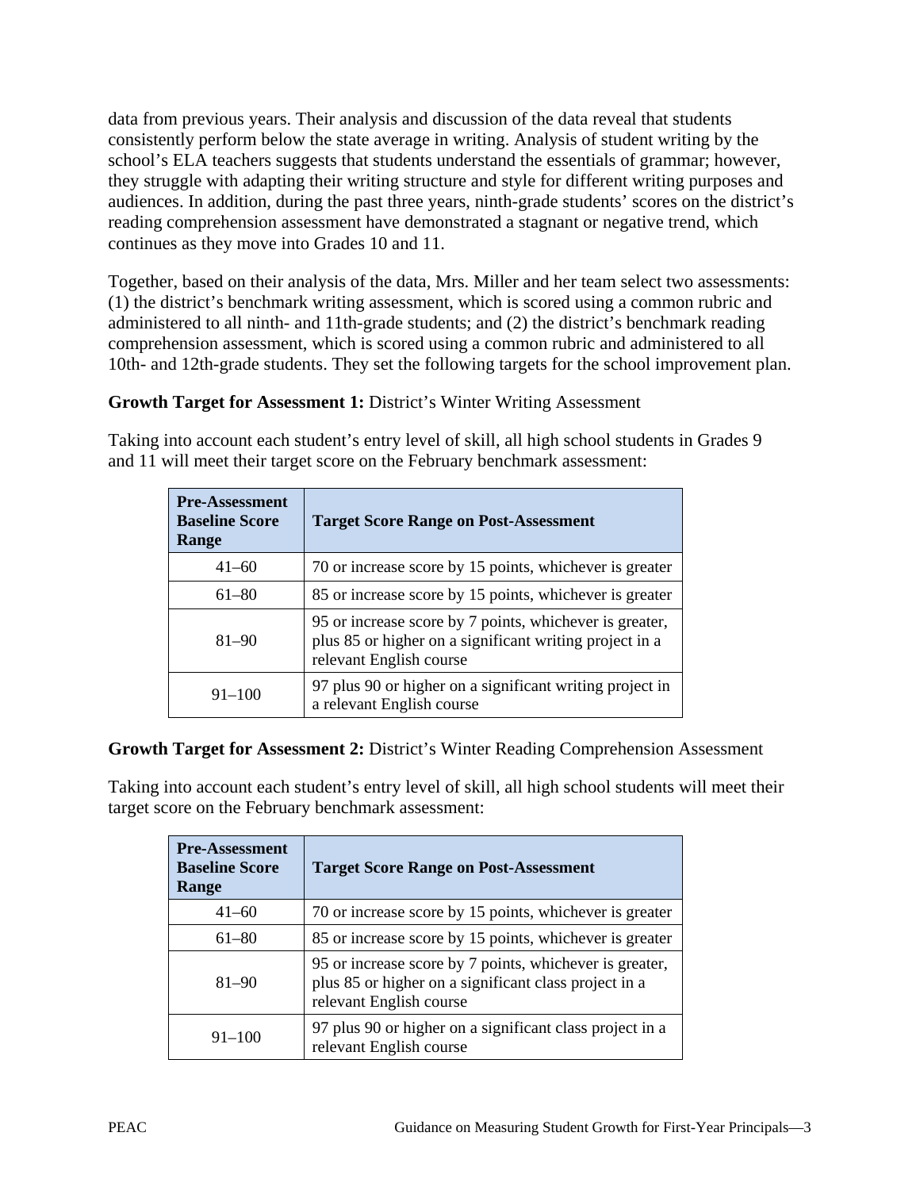data from previous years. Their analysis and discussion of the data reveal that students consistently perform below the state average in writing. Analysis of student writing by the school's ELA teachers suggests that students understand the essentials of grammar; however, they struggle with adapting their writing structure and style for different writing purposes and audiences. In addition, during the past three years, ninth-grade students' scores on the district's reading comprehension assessment have demonstrated a stagnant or negative trend, which continues as they move into Grades 10 and 11.

Together, based on their analysis of the data, Mrs. Miller and her team select two assessments: (1) the district's benchmark writing assessment, which is scored using a common rubric and administered to all ninth- and 11th-grade students; and (2) the district's benchmark reading comprehension assessment, which is scored using a common rubric and administered to all 10th- and 12th-grade students. They set the following targets for the school improvement plan.

**Growth Target for Assessment 1:** District's Winter Writing Assessment

Taking into account each student's entry level of skill, all high school students in Grades 9 and 11 will meet their target score on the February benchmark assessment:

| Pre-Assessment Baseline Score Range | Target Score Range on Post-Assessment |
|---|---|
| 41–60 | 70 or increase score by 15 points, whichever is greater |
| 61–80 | 85 or increase score by 15 points, whichever is greater |
| 81–90 | 95 or increase score by 7 points, whichever is greater, plus 85 or higher on a significant writing project in a relevant English course |
| 91–100 | 97 plus 90 or higher on a significant writing project in a relevant English course |

**Growth Target for Assessment 2:** District's Winter Reading Comprehension Assessment

Taking into account each student's entry level of skill, all high school students will meet their target score on the February benchmark assessment:

| Pre-Assessment Baseline Score Range | Target Score Range on Post-Assessment |
|---|---|
| 41–60 | 70 or increase score by 15 points, whichever is greater |
| 61–80 | 85 or increase score by 15 points, whichever is greater |
| 81–90 | 95 or increase score by 7 points, whichever is greater, plus 85 or higher on a significant class project in a relevant English course |
| 91–100 | 97 plus 90 or higher on a significant class project in a relevant English course |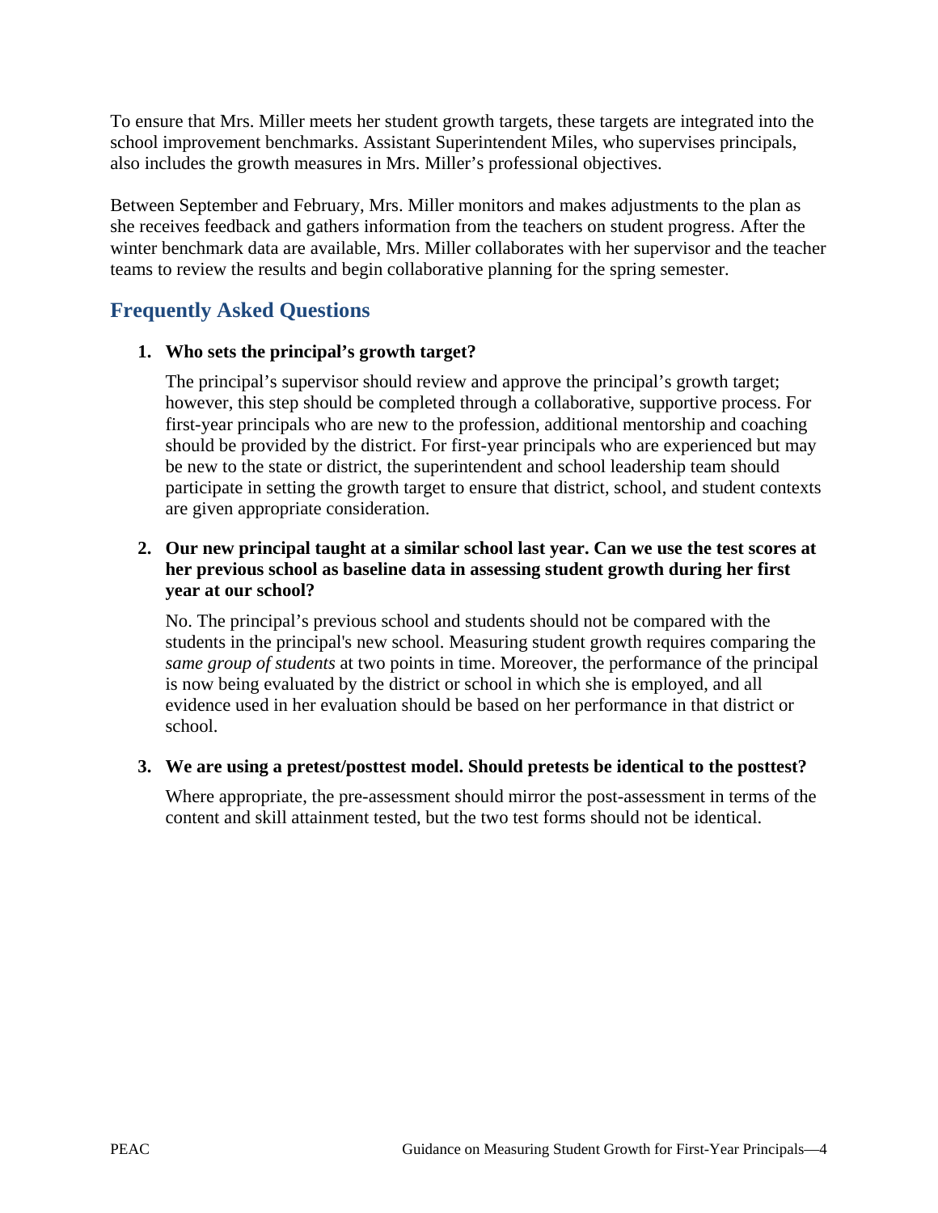To ensure that Mrs. Miller meets her student growth targets, these targets are integrated into the school improvement benchmarks. Assistant Superintendent Miles, who supervises principals, also includes the growth measures in Mrs. Miller's professional objectives.

Between September and February, Mrs. Miller monitors and makes adjustments to the plan as she receives feedback and gathers information from the teachers on student progress. After the winter benchmark data are available, Mrs. Miller collaborates with her supervisor and the teacher teams to review the results and begin collaborative planning for the spring semester.

## Frequently Asked Questions

1. **Who sets the principal's growth target?**

   The principal's supervisor should review and approve the principal's growth target; however, this step should be completed through a collaborative, supportive process. For first-year principals who are new to the profession, additional mentorship and coaching should be provided by the district. For first-year principals who are experienced but may be new to the state or district, the superintendent and school leadership team should participate in setting the growth target to ensure that district, school, and student contexts are given appropriate consideration.

2. **Our new principal taught at a similar school last year. Can we use the test scores at her previous school as baseline data in assessing student growth during her first year at our school?**

   No. The principal's previous school and students should not be compared with the students in the principal's new school. Measuring student growth requires comparing the *same group of students* at two points in time. Moreover, the performance of the principal is now being evaluated by the district or school in which she is employed, and all evidence used in her evaluation should be based on her performance in that district or school.

3. **We are using a pretest/posttest model. Should pretests be identical to the posttest?**

   Where appropriate, the pre-assessment should mirror the post-assessment in terms of the content and skill attainment tested, but the two test forms should not be identical.